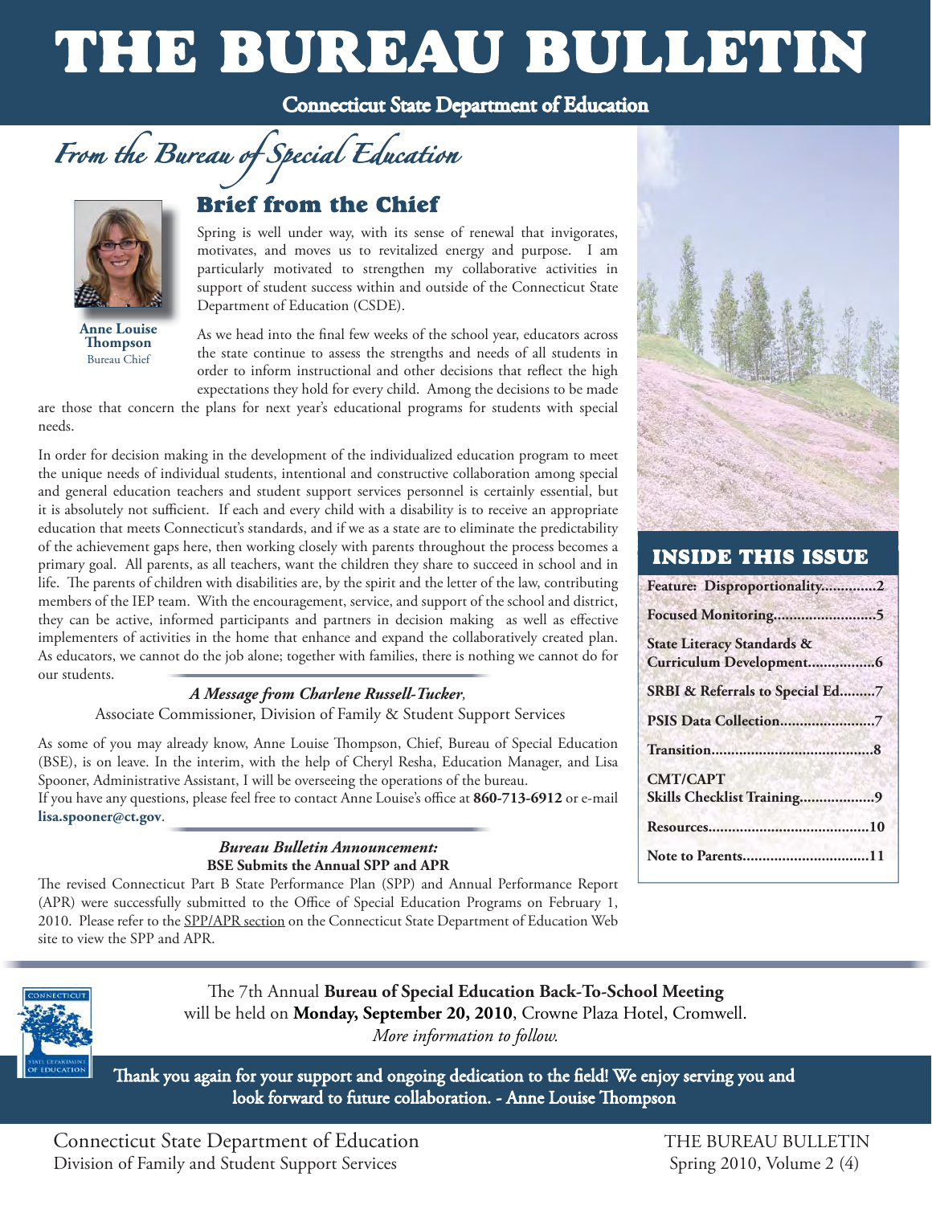# THE BUREAU BULLETIN

**Connecticut State Department of Education**

*From the Bureau of Special Education*

**Anne Louise Thompson**
Bureau Chief

## Brief from the Chief

Spring is well under way, with its sense of renewal that invigorates, motivates, and moves us to revitalized energy and purpose. I am particularly motivated to strengthen my collaborative activities in support of student success within and outside of the Connecticut State Department of Education (CSDE).

As we head into the final few weeks of the school year, educators across the state continue to assess the strengths and needs of all students in order to inform instructional and other decisions that reflect the high expectations they hold for every child. Among the decisions to be made are those that concern the plans for next year's educational programs for students with special needs.

In order for decision making in the development of the individualized education program to meet the unique needs of individual students, intentional and constructive collaboration among special and general education teachers and student support services personnel is certainly essential, but it is absolutely not sufficient. If each and every child with a disability is to receive an appropriate education that meets Connecticut's standards, and if we as a state are to eliminate the predictability of the achievement gaps here, then working closely with parents throughout the process becomes a primary goal. All parents, as all teachers, want the children they share to succeed in school and in life. The parents of children with disabilities are, by the spirit and the letter of the law, contributing members of the IEP team. With the encouragement, service, and support of the school and district, they can be active, informed participants and partners in decision making as well as effective implementers of activities in the home that enhance and expand the collaboratively created plan. As educators, we cannot do the job alone; together with families, there is nothing we cannot do for our students.

***A Message from Charlene Russell-Tucker,***
Associate Commissioner, Division of Family & Student Support Services

As some of you may already know, Anne Louise Thompson, Chief, Bureau of Special Education (BSE), is on leave. In the interim, with the help of Cheryl Resha, Education Manager, and Lisa Spooner, Administrative Assistant, I will be overseeing the operations of the bureau.
If you have any questions, please feel free to contact Anne Louise's office at **860-713-6912** or e-mail **lisa.spooner@ct.gov**.

***Bureau Bulletin Announcement:***
**BSE Submits the Annual SPP and APR**

The revised Connecticut Part B State Performance Plan (SPP) and Annual Performance Report (APR) were successfully submitted to the Office of Special Education Programs on February 1, 2010. Please refer to the SPP/APR section on the Connecticut State Department of Education Web site to view the SPP and APR.

## INSIDE THIS ISSUE

- **Feature: Disproportionality..............2**
- **Focused Monitoring..........................5**
- **State Literacy Standards & Curriculum Development.................6**
- **SRBI & Referrals to Special Ed.........7**
- **PSIS Data Collection........................7**
- **Transition.........................................8**
- **CMT/CAPT Skills Checklist Training...................9**
- **Resources.........................................10**
- **Note to Parents................................11**

The 7th Annual **Bureau of Special Education Back-To-School Meeting** will be held on **Monday, September 20, 2010**, Crowne Plaza Hotel, Cromwell.
*More information to follow.*

**Thank you again for your support and ongoing dedication to the field! We enjoy serving you and look forward to future collaboration. - Anne Louise Thompson**

Connecticut State Department of Education
Division of Family and Student Support Services

THE BUREAU BULLETIN
Spring 2010, Volume 2 (4)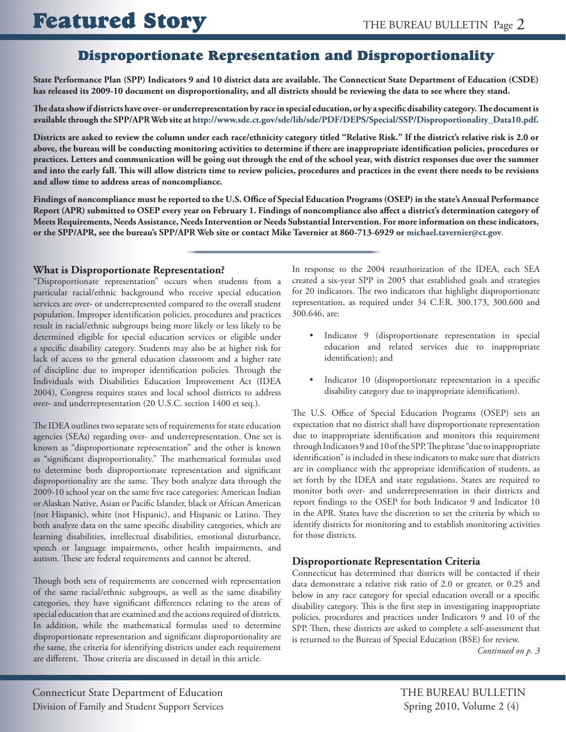# Featured Story

## Disproportionate Representation and Disproportionality

**State Performance Plan (SPP) Indicators 9 and 10 district data are available. The Connecticut State Department of Education (CSDE) has released its 2009-10 document on disproportionality, and all districts should be reviewing the data to see where they stand.**

**The data show if districts have over- or underrepresentation by race in special education, or by a specific disability category. The document is available through the SPP/APR Web site at http://www.sde.ct.gov/sde/lib/sde/PDF/DEPS/Special/SSP/Disproportionality_Data10.pdf.**

**Districts are asked to review the column under each race/ethnicity category titled "Relative Risk." If the district's relative risk is 2.0 or above, the bureau will be conducting monitoring activities to determine if there are inappropriate identification policies, procedures or practices. Letters and communication will be going out through the end of the school year, with district responses due over the summer and into the early fall. This will allow districts time to review policies, procedures and practices in the event there needs to be revisions and allow time to address areas of noncompliance.**

**Findings of noncompliance must be reported to the U.S. Office of Special Education Programs (OSEP) in the state's Annual Performance Report (APR) submitted to OSEP every year on February 1. Findings of noncompliance also affect a district's determination category of Meets Requirements, Needs Assistance, Needs Intervention or Needs Substantial Intervention. For more information on these indicators, or the SPP/APR, see the bureau's SPP/APR Web site or contact Mike Tavernier at 860-713-6929 or michael.tavernier@ct.gov.**

### What is Disproportionate Representation?

"Disproportionate representation" occurs when students from a particular racial/ethnic background who receive special education services are over- or underrepresented compared to the overall student population. Improper identification policies, procedures and practices result in racial/ethnic subgroups being more likely or less likely to be determined eligible for special education services or eligible under a specific disability category. Students may also be at higher risk for lack of access to the general education classroom and a higher rate of discipline due to improper identification policies. Through the Individuals with Disabilities Education Improvement Act (IDEA 2004), Congress requires states and local school districts to address over- and underrepresentation (20 U.S.C. section 1400 et seq.).

The IDEA outlines two separate sets of requirements for state education agencies (SEAs) regarding over- and underrepresentation. One set is known as "disproportionate representation" and the other is known as "significant disproportionality." The mathematical formulas used to determine both disproportionate representation and significant disproportionality are the same. They both analyze data through the 2009-10 school year on the same five race categories: American Indian or Alaskan Native, Asian or Pacific Islander, black or African American (not Hispanic), white (not Hispanic), and Hispanic or Latino. They both analyze data on the same specific disability categories, which are learning disabilities, intellectual disabilities, emotional disturbance, speech or language impairments, other health impairments, and autism. These are federal requirements and cannot be altered.

Though both sets of requirements are concerned with representation of the same racial/ethnic subgroups, as well as the same disability categories, they have significant differences relating to the areas of special education that are examined and the actions required of districts. In addition, while the mathematical formulas used to determine disproportionate representation and significant disproportionality are the same, the criteria for identifying districts under each requirement are different. Those criteria are discussed in detail in this article.

In response to the 2004 reauthorization of the IDEA, each SEA created a six-year SPP in 2005 that established goals and strategies for 20 indicators. The two indicators that highlight disproportionate representation, as required under 34 C.F.R. 300.173, 300.600 and 300.646, are:

- Indicator 9 (disproportionate representation in special education and related services due to inappropriate identification); and
- Indicator 10 (disproportionate representation in a specific disability category due to inappropriate identification).

The U.S. Office of Special Education Programs (OSEP) sets an expectation that no district shall have disproportionate representation due to inappropriate identification and monitors this requirement through Indicators 9 and 10 of the SPP. The phrase "due to inappropriate identification" is included in these indicators to make sure that districts are in compliance with the appropriate identification of students, as set forth by the IDEA and state regulations. States are required to monitor both over- and underrepresentation in their districts and report findings to the OSEP for both Indicator 9 and Indicator 10 in the APR. States have the discretion to set the criteria by which to identify districts for monitoring and to establish monitoring activities for those districts.

### Disproportionate Representation Criteria

Connecticut has determined that districts will be contacted if their data demonstrate a relative risk ratio of 2.0 or greater, or 0.25 and below in any race category for special education overall or a specific disability category. This is the first step in investigating inappropriate policies, procedures and practices under Indicators 9 and 10 of the SPP. Then, these districts are asked to complete a self-assessment that is returned to the Bureau of Special Education (BSE) for review.

*Continued on p. 3*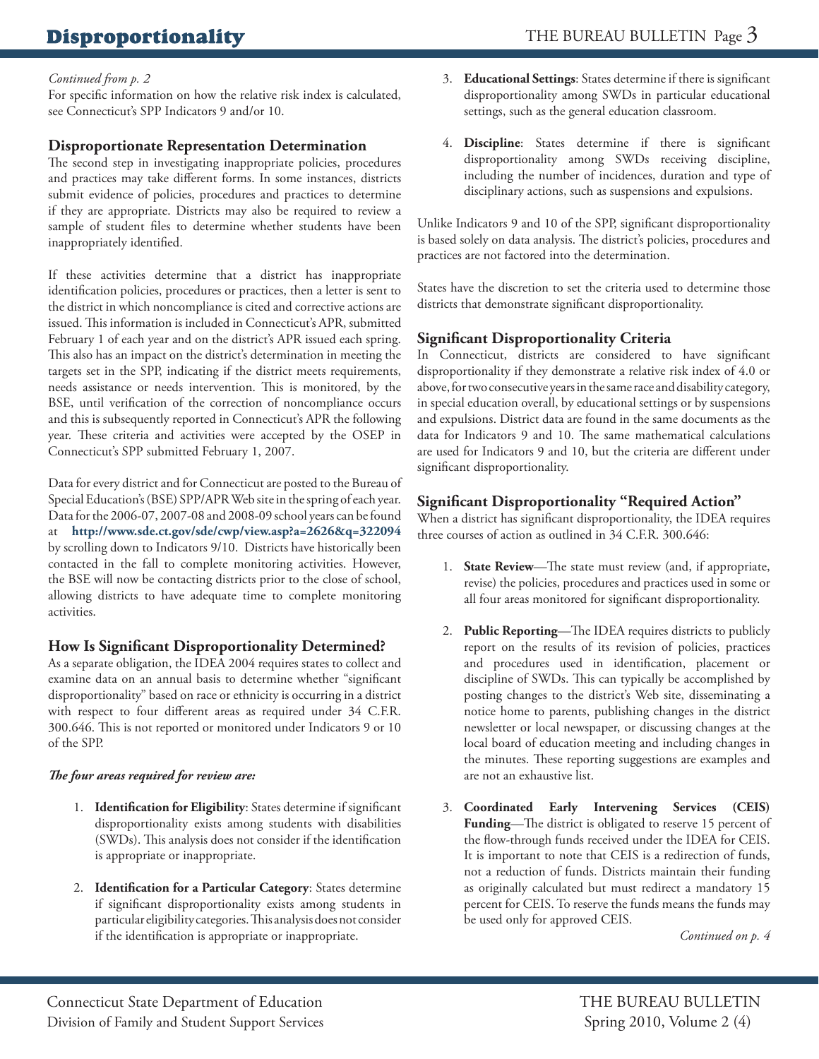*Continued from p. 2*

For specific information on how the relative risk index is calculated, see Connecticut's SPP Indicators 9 and/or 10.

## Disproportionate Representation Determination

The second step in investigating inappropriate policies, procedures and practices may take different forms. In some instances, districts submit evidence of policies, procedures and practices to determine if they are appropriate. Districts may also be required to review a sample of student files to determine whether students have been inappropriately identified.

If these activities determine that a district has inappropriate identification policies, procedures or practices, then a letter is sent to the district in which noncompliance is cited and corrective actions are issued. This information is included in Connecticut's APR, submitted February 1 of each year and on the district's APR issued each spring. This also has an impact on the district's determination in meeting the targets set in the SPP, indicating if the district meets requirements, needs assistance or needs intervention. This is monitored, by the BSE, until verification of the correction of noncompliance occurs and this is subsequently reported in Connecticut's APR the following year. These criteria and activities were accepted by the OSEP in Connecticut's SPP submitted February 1, 2007.

Data for every district and for Connecticut are posted to the Bureau of Special Education's (BSE) SPP/APR Web site in the spring of each year. Data for the 2006-07, 2007-08 and 2008-09 school years can be found at **http://www.sde.ct.gov/sde/cwp/view.asp?a=2626&q=322094** by scrolling down to Indicators 9/10. Districts have historically been contacted in the fall to complete monitoring activities. However, the BSE will now be contacting districts prior to the close of school, allowing districts to have adequate time to complete monitoring activities.

## How Is Significant Disproportionality Determined?

As a separate obligation, the IDEA 2004 requires states to collect and examine data on an annual basis to determine whether "significant disproportionality" based on race or ethnicity is occurring in a district with respect to four different areas as required under 34 C.F.R. 300.646. This is not reported or monitored under Indicators 9 or 10 of the SPP.

***The four areas required for review are:***

1. **Identification for Eligibility**: States determine if significant disproportionality exists among students with disabilities (SWDs). This analysis does not consider if the identification is appropriate or inappropriate.
2. **Identification for a Particular Category**: States determine if significant disproportionality exists among students in particular eligibility categories. This analysis does not consider if the identification is appropriate or inappropriate.
3. **Educational Settings**: States determine if there is significant disproportionality among SWDs in particular educational settings, such as the general education classroom.
4. **Discipline**: States determine if there is significant disproportionality among SWDs receiving discipline, including the number of incidences, duration and type of disciplinary actions, such as suspensions and expulsions.

Unlike Indicators 9 and 10 of the SPP, significant disproportionality is based solely on data analysis. The district's policies, procedures and practices are not factored into the determination.

States have the discretion to set the criteria used to determine those districts that demonstrate significant disproportionality.

## Significant Disproportionality Criteria

In Connecticut, districts are considered to have significant disproportionality if they demonstrate a relative risk index of 4.0 or above, for two consecutive years in the same race and disability category, in special education overall, by educational settings or by suspensions and expulsions. District data are found in the same documents as the data for Indicators 9 and 10. The same mathematical calculations are used for Indicators 9 and 10, but the criteria are different under significant disproportionality.

## Significant Disproportionality "Required Action"

When a district has significant disproportionality, the IDEA requires three courses of action as outlined in 34 C.F.R. 300.646:

1. **State Review**—The state must review (and, if appropriate, revise) the policies, procedures and practices used in some or all four areas monitored for significant disproportionality.
2. **Public Reporting**—The IDEA requires districts to publicly report on the results of its revision of policies, practices and procedures used in identification, placement or discipline of SWDs. This can typically be accomplished by posting changes to the district's Web site, disseminating a notice home to parents, publishing changes in the district newsletter or local newspaper, or discussing changes at the local board of education meeting and including changes in the minutes. These reporting suggestions are examples and are not an exhaustive list.
3. **Coordinated Early Intervening Services (CEIS) Funding**—The district is obligated to reserve 15 percent of the flow-through funds received under the IDEA for CEIS. It is important to note that CEIS is a redirection of funds, not a reduction of funds. Districts maintain their funding as originally calculated but must redirect a mandatory 15 percent for CEIS. To reserve the funds means the funds may be used only for approved CEIS.

*Continued on p. 4*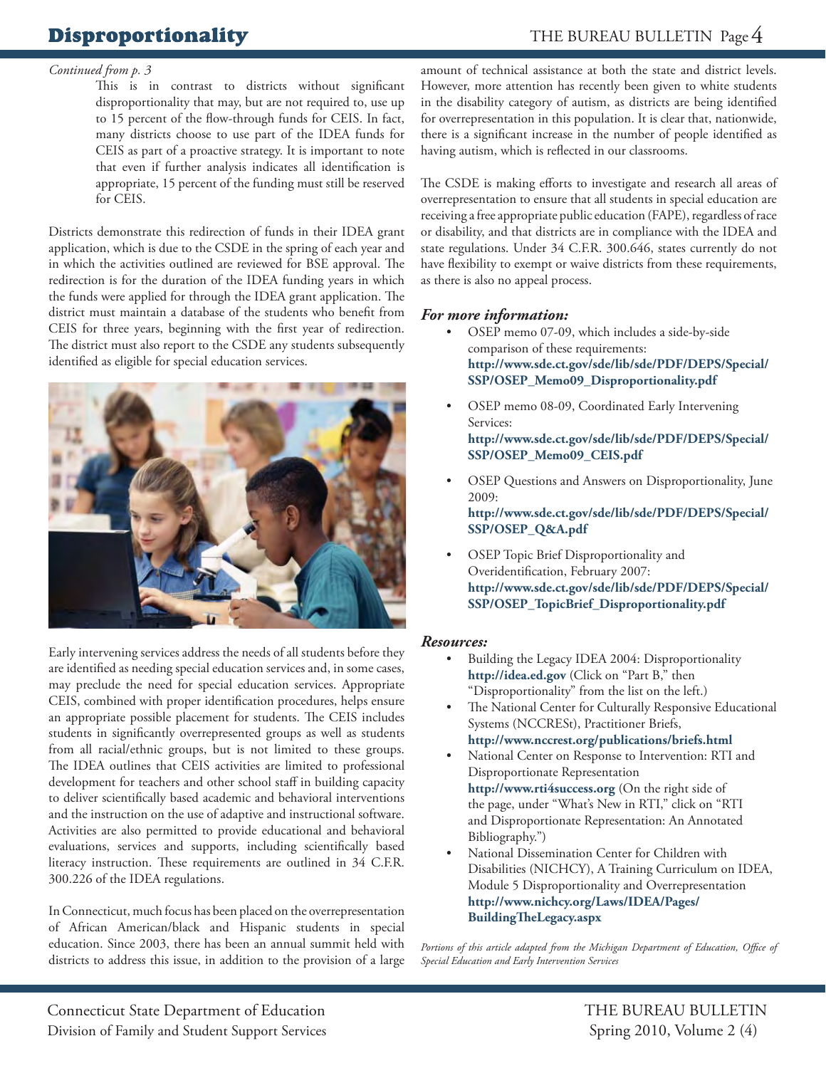# Disproportionality

*Continued from p. 3*

This is in contrast to districts without significant disproportionality that may, but are not required to, use up to 15 percent of the flow-through funds for CEIS. In fact, many districts choose to use part of the IDEA funds for CEIS as part of a proactive strategy. It is important to note that even if further analysis indicates all identification is appropriate, 15 percent of the funding must still be reserved for CEIS.

Districts demonstrate this redirection of funds in their IDEA grant application, which is due to the CSDE in the spring of each year and in which the activities outlined are reviewed for BSE approval. The redirection is for the duration of the IDEA funding years in which the funds were applied for through the IDEA grant application. The district must maintain a database of the students who benefit from CEIS for three years, beginning with the first year of redirection. The district must also report to the CSDE any students subsequently identified as eligible for special education services.

Early intervening services address the needs of all students before they are identified as needing special education services and, in some cases, may preclude the need for special education services. Appropriate CEIS, combined with proper identification procedures, helps ensure an appropriate possible placement for students. The CEIS includes students in significantly overrepresented groups as well as students from all racial/ethnic groups, but is not limited to these groups. The IDEA outlines that CEIS activities are limited to professional development for teachers and other school staff in building capacity to deliver scientifically based academic and behavioral interventions and the instruction on the use of adaptive and instructional software. Activities are also permitted to provide educational and behavioral evaluations, services and supports, including scientifically based literacy instruction. These requirements are outlined in 34 C.F.R. 300.226 of the IDEA regulations.

In Connecticut, much focus has been placed on the overrepresentation of African American/black and Hispanic students in special education. Since 2003, there has been an annual summit held with districts to address this issue, in addition to the provision of a large amount of technical assistance at both the state and district levels. However, more attention has recently been given to white students in the disability category of autism, as districts are being identified for overrepresentation in this population. It is clear that, nationwide, there is a significant increase in the number of people identified as having autism, which is reflected in our classrooms.

The CSDE is making efforts to investigate and research all areas of overrepresentation to ensure that all students in special education are receiving a free appropriate public education (FAPE), regardless of race or disability, and that districts are in compliance with the IDEA and state regulations. Under 34 C.F.R. 300.646, states currently do not have flexibility to exempt or waive districts from these requirements, as there is also no appeal process.

### *For more information:*

- OSEP memo 07-09, which includes a side-by-side comparison of these requirements: **http://www.sde.ct.gov/sde/lib/sde/PDF/DEPS/Special/SSP/OSEP_Memo09_Disproportionality.pdf**
- OSEP memo 08-09, Coordinated Early Intervening Services: **http://www.sde.ct.gov/sde/lib/sde/PDF/DEPS/Special/SSP/OSEP_Memo09_CEIS.pdf**
- OSEP Questions and Answers on Disproportionality, June 2009: **http://www.sde.ct.gov/sde/lib/sde/PDF/DEPS/Special/SSP/OSEP_Q&A.pdf**
- OSEP Topic Brief Disproportionality and Overidentification, February 2007: **http://www.sde.ct.gov/sde/lib/sde/PDF/DEPS/Special/SSP/OSEP_TopicBrief_Disproportionality.pdf**

### *Resources:*

- Building the Legacy IDEA 2004: Disproportionality **http://idea.ed.gov** (Click on "Part B," then "Disproportionality" from the list on the left.)
- The National Center for Culturally Responsive Educational Systems (NCCRESt), Practitioner Briefs, **http://www.nccrest.org/publications/briefs.html**
- National Center on Response to Intervention: RTI and Disproportionate Representation **http://www.rti4success.org** (On the right side of the page, under "What's New in RTI," click on "RTI and Disproportionate Representation: An Annotated Bibliography.")
- National Dissemination Center for Children with Disabilities (NICHCY), A Training Curriculum on IDEA, Module 5 Disproportionality and Overrepresentation **http://www.nichcy.org/Laws/IDEA/Pages/BuildingTheLegacy.aspx**

*Portions of this article adapted from the Michigan Department of Education, Office of Special Education and Early Intervention Services*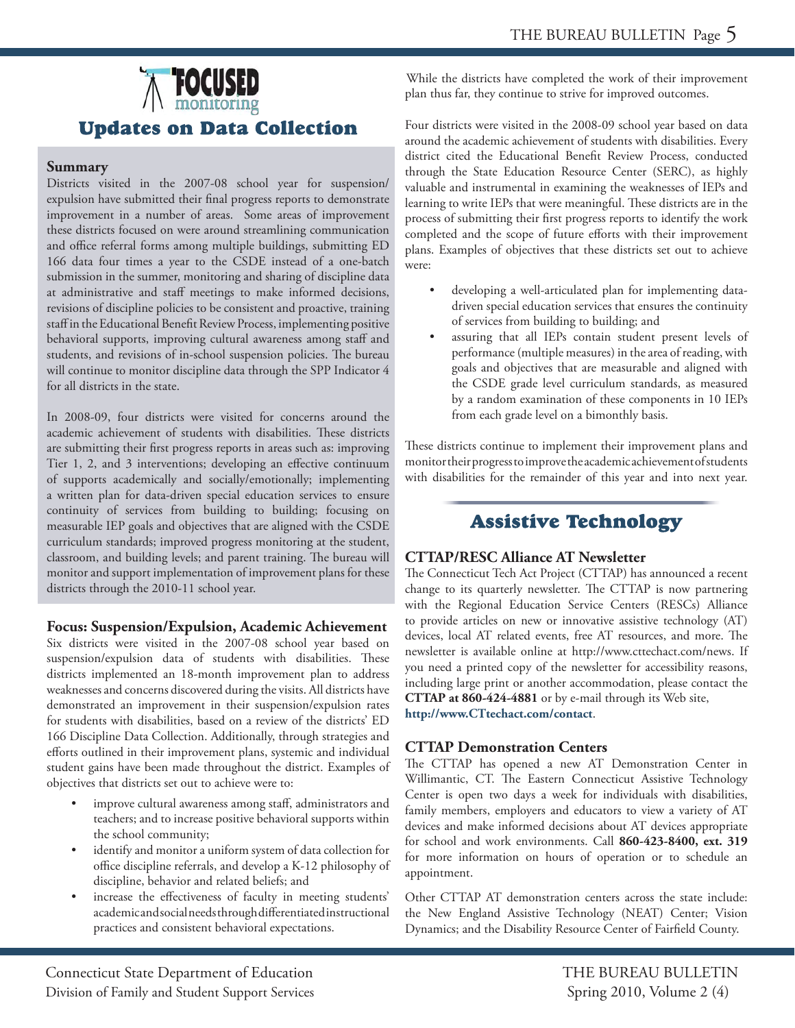# FOCUSED monitoring

## Updates on Data Collection

### Summary

Districts visited in the 2007-08 school year for suspension/expulsion have submitted their final progress reports to demonstrate improvement in a number of areas. Some areas of improvement these districts focused on were around streamlining communication and office referral forms among multiple buildings, submitting ED 166 data four times a year to the CSDE instead of a one-batch submission in the summer, monitoring and sharing of discipline data at administrative and staff meetings to make informed decisions, revisions of discipline policies to be consistent and proactive, training staff in the Educational Benefit Review Process, implementing positive behavioral supports, improving cultural awareness among staff and students, and revisions of in-school suspension policies. The bureau will continue to monitor discipline data through the SPP Indicator 4 for all districts in the state.

In 2008-09, four districts were visited for concerns around the academic achievement of students with disabilities. These districts are submitting their first progress reports in areas such as: improving Tier 1, 2, and 3 interventions; developing an effective continuum of supports academically and socially/emotionally; implementing a written plan for data-driven special education services to ensure continuity of services from building to building; focusing on measurable IEP goals and objectives that are aligned with the CSDE curriculum standards; improved progress monitoring at the student, classroom, and building levels; and parent training. The bureau will monitor and support implementation of improvement plans for these districts through the 2010-11 school year.

### Focus: Suspension/Expulsion, Academic Achievement

Six districts were visited in the 2007-08 school year based on suspension/expulsion data of students with disabilities. These districts implemented an 18-month improvement plan to address weaknesses and concerns discovered during the visits. All districts have demonstrated an improvement in their suspension/expulsion rates for students with disabilities, based on a review of the districts' ED 166 Discipline Data Collection. Additionally, through strategies and efforts outlined in their improvement plans, systemic and individual student gains have been made throughout the district. Examples of objectives that districts set out to achieve were to:

- improve cultural awareness among staff, administrators and teachers; and to increase positive behavioral supports within the school community;
- identify and monitor a uniform system of data collection for office discipline referrals, and develop a K-12 philosophy of discipline, behavior and related beliefs; and
- increase the effectiveness of faculty in meeting students' academic and social needs through differentiated instructional practices and consistent behavioral expectations.

While the districts have completed the work of their improvement plan thus far, they continue to strive for improved outcomes.

Four districts were visited in the 2008-09 school year based on data around the academic achievement of students with disabilities. Every district cited the Educational Benefit Review Process, conducted through the State Education Resource Center (SERC), as highly valuable and instrumental in examining the weaknesses of IEPs and learning to write IEPs that were meaningful. These districts are in the process of submitting their first progress reports to identify the work completed and the scope of future efforts with their improvement plans. Examples of objectives that these districts set out to achieve were:

- developing a well-articulated plan for implementing data-driven special education services that ensures the continuity of services from building to building; and
- assuring that all IEPs contain student present levels of performance (multiple measures) in the area of reading, with goals and objectives that are measurable and aligned with the CSDE grade level curriculum standards, as measured by a random examination of these components in 10 IEPs from each grade level on a bimonthly basis.

These districts continue to implement their improvement plans and monitor their progress to improve the academic achievement of students with disabilities for the remainder of this year and into next year.

## Assistive Technology

### CTTAP/RESC Alliance AT Newsletter

The Connecticut Tech Act Project (CTTAP) has announced a recent change to its quarterly newsletter. The CTTAP is now partnering with the Regional Education Service Centers (RESCs) Alliance to provide articles on new or innovative assistive technology (AT) devices, local AT related events, free AT resources, and more. The newsletter is available online at http://www.cttechact.com/news. If you need a printed copy of the newsletter for accessibility reasons, including large print or another accommodation, please contact the **CTTAP at 860-424-4881** or by e-mail through its Web site, **http://www.CTtechact.com/contact**.

### CTTAP Demonstration Centers

The CTTAP has opened a new AT Demonstration Center in Willimantic, CT. The Eastern Connecticut Assistive Technology Center is open two days a week for individuals with disabilities, family members, employers and educators to view a variety of AT devices and make informed decisions about AT devices appropriate for school and work environments. Call **860-423-8400, ext. 319** for more information on hours of operation or to schedule an appointment.

Other CTTAP AT demonstration centers across the state include: the New England Assistive Technology (NEAT) Center; Vision Dynamics; and the Disability Resource Center of Fairfield County.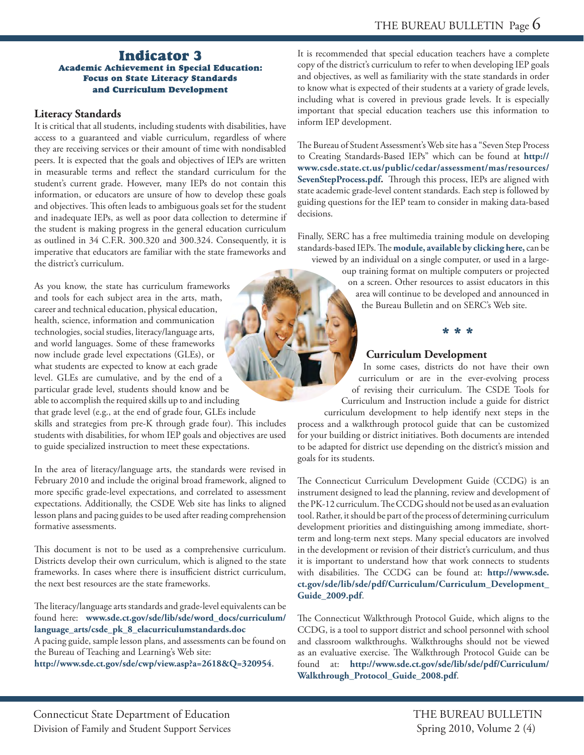# Indicator 3

### Academic Achievement in Special Education: Focus on State Literacy Standards and Curriculum Development

### Literacy Standards

It is critical that all students, including students with disabilities, have access to a guaranteed and viable curriculum, regardless of where they are receiving services or their amount of time with nondisabled peers. It is expected that the goals and objectives of IEPs are written in measurable terms and reflect the standard curriculum for the student's current grade. However, many IEPs do not contain this information, or educators are unsure of how to develop these goals and objectives. This often leads to ambiguous goals set for the student and inadequate IEPs, as well as poor data collection to determine if the student is making progress in the general education curriculum as outlined in 34 C.F.R. 300.320 and 300.324. Consequently, it is imperative that educators are familiar with the state frameworks and the district's curriculum.

As you know, the state has curriculum frameworks and tools for each subject area in the arts, math, career and technical education, physical education, health, science, information and communication technologies, social studies, literacy/language arts, and world languages. Some of these frameworks now include grade level expectations (GLEs), or what students are expected to know at each grade level. GLEs are cumulative, and by the end of a particular grade level, students should know and be able to accomplish the required skills up to and including that grade level (e.g., at the end of grade four, GLEs include skills and strategies from pre-K through grade four). This includes students with disabilities, for whom IEP goals and objectives are used to guide specialized instruction to meet these expectations.

In the area of literacy/language arts, the standards were revised in February 2010 and include the original broad framework, aligned to more specific grade-level expectations, and correlated to assessment expectations. Additionally, the CSDE Web site has links to aligned lesson plans and pacing guides to be used after reading comprehension formative assessments.

This document is not to be used as a comprehensive curriculum. Districts develop their own curriculum, which is aligned to the state frameworks. In cases where there is insufficient district curriculum, the next best resources are the state frameworks.

The literacy/language arts standards and grade-level equivalents can be found here: **www.sde.ct.gov/sde/lib/sde/word_docs/curriculum/language_arts/csde_pk_8_elacurriculumstandards.doc**
A pacing guide, sample lesson plans, and assessments can be found on the Bureau of Teaching and Learning's Web site:
**http://www.sde.ct.gov/sde/cwp/view.asp?a=2618&Q=320954**.

It is recommended that special education teachers have a complete copy of the district's curriculum to refer to when developing IEP goals and objectives, as well as familiarity with the state standards in order to know what is expected of their students at a variety of grade levels, including what is covered in previous grade levels. It is especially important that special education teachers use this information to inform IEP development.

The Bureau of Student Assessment's Web site has a "Seven Step Process to Creating Standards-Based IEPs" which can be found at **http://www.csde.state.ct.us/public/cedar/assessment/mas/resources/SevenStepProcess.pdf.** Through this process, IEPs are aligned with state academic grade-level content standards. Each step is followed by guiding questions for the IEP team to consider in making data-based decisions.

Finally, SERC has a free multimedia training module on developing standards-based IEPs. The **module, available by clicking here,** can be viewed by an individual on a single computer, or used in a large-group training format on multiple computers or projected on a screen. Other resources to assist educators in this area will continue to be developed and announced in the Bureau Bulletin and on SERC's Web site.

\* \* \*

### Curriculum Development

In some cases, districts do not have their own curriculum or are in the ever-evolving process of revising their curriculum. The CSDE Tools for Curriculum and Instruction include a guide for district curriculum development to help identify next steps in the process and a walkthrough protocol guide that can be customized for your building or district initiatives. Both documents are intended to be adapted for district use depending on the district's mission and goals for its students.

The Connecticut Curriculum Development Guide (CCDG) is an instrument designed to lead the planning, review and development of the PK-12 curriculum. The CCDG should not be used as an evaluation tool. Rather, it should be part of the process of determining curriculum development priorities and distinguishing among immediate, short-term and long-term next steps. Many special educators are involved in the development or revision of their district's curriculum, and thus it is important to understand how that work connects to students with disabilities. The CCDG can be found at: **http://www.sde.ct.gov/sde/lib/sde/pdf/Curriculum/Curriculum_Development_Guide_2009.pdf**.

The Connecticut Walkthrough Protocol Guide, which aligns to the CCDG, is a tool to support district and school personnel with school and classroom walkthroughs. Walkthroughs should not be viewed as an evaluative exercise. The Walkthrough Protocol Guide can be found at: **http://www.sde.ct.gov/sde/lib/sde/pdf/Curriculum/Walkthrough_Protocol_Guide_2008.pdf**.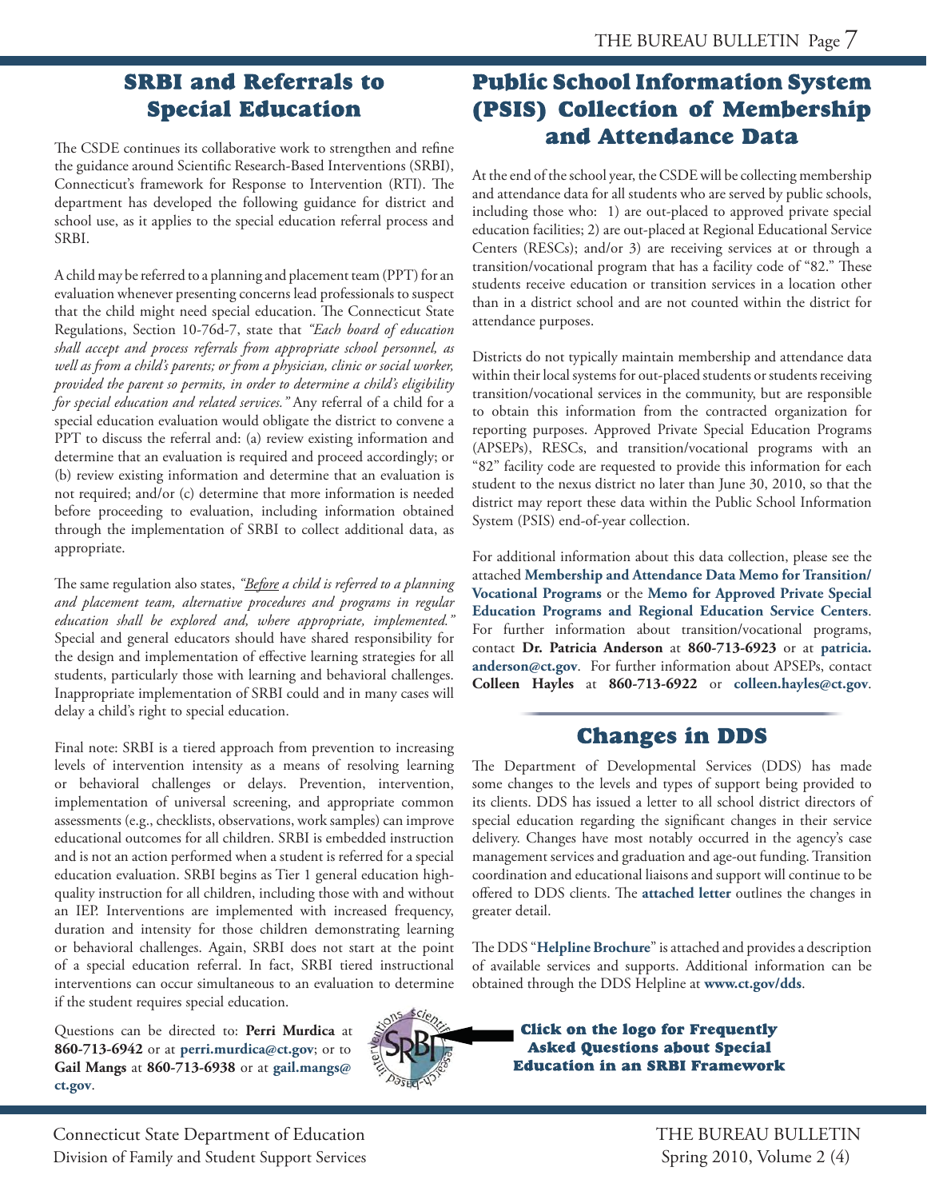## SRBI and Referrals to Special Education

The CSDE continues its collaborative work to strengthen and refine the guidance around Scientific Research-Based Interventions (SRBI), Connecticut's framework for Response to Intervention (RTI). The department has developed the following guidance for district and school use, as it applies to the special education referral process and SRBI.

A child may be referred to a planning and placement team (PPT) for an evaluation whenever presenting concerns lead professionals to suspect that the child might need special education. The Connecticut State Regulations, Section 10-76d-7, state that *"Each board of education shall accept and process referrals from appropriate school personnel, as well as from a child's parents; or from a physician, clinic or social worker, provided the parent so permits, in order to determine a child's eligibility for special education and related services."* Any referral of a child for a special education evaluation would obligate the district to convene a PPT to discuss the referral and: (a) review existing information and determine that an evaluation is required and proceed accordingly; or (b) review existing information and determine that an evaluation is not required; and/or (c) determine that more information is needed before proceeding to evaluation, including information obtained through the implementation of SRBI to collect additional data, as appropriate.

The same regulation also states, *"Before a child is referred to a planning and placement team, alternative procedures and programs in regular education shall be explored and, where appropriate, implemented."* Special and general educators should have shared responsibility for the design and implementation of effective learning strategies for all students, particularly those with learning and behavioral challenges. Inappropriate implementation of SRBI could and in many cases will delay a child's right to special education.

Final note: SRBI is a tiered approach from prevention to increasing levels of intervention intensity as a means of resolving learning or behavioral challenges or delays. Prevention, intervention, implementation of universal screening, and appropriate common assessments (e.g., checklists, observations, work samples) can improve educational outcomes for all children. SRBI is embedded instruction and is not an action performed when a student is referred for a special education evaluation. SRBI begins as Tier 1 general education high-quality instruction for all children, including those with and without an IEP. Interventions are implemented with increased frequency, duration and intensity for those children demonstrating learning or behavioral challenges. Again, SRBI does not start at the point of a special education referral. In fact, SRBI tiered instructional interventions can occur simultaneous to an evaluation to determine if the student requires special education.

Questions can be directed to: **Perri Murdica** at **860-713-6942** or at **perri.murdica@ct.gov**; or to **Gail Mangs** at **860-713-6938** or at **gail.mangs@ct.gov**.

## Public School Information System (PSIS) Collection of Membership and Attendance Data

At the end of the school year, the CSDE will be collecting membership and attendance data for all students who are served by public schools, including those who: 1) are out-placed to approved private special education facilities; 2) are out-placed at Regional Educational Service Centers (RESCs); and/or 3) are receiving services at or through a transition/vocational program that has a facility code of "82." These students receive education or transition services in a location other than in a district school and are not counted within the district for attendance purposes.

Districts do not typically maintain membership and attendance data within their local systems for out-placed students or students receiving transition/vocational services in the community, but are responsible to obtain this information from the contracted organization for reporting purposes. Approved Private Special Education Programs (APSEPs), RESCs, and transition/vocational programs with an "82" facility code are requested to provide this information for each student to the nexus district no later than June 30, 2010, so that the district may report these data within the Public School Information System (PSIS) end-of-year collection.

For additional information about this data collection, please see the attached **Membership and Attendance Data Memo for Transition/Vocational Programs** or the **Memo for Approved Private Special Education Programs and Regional Education Service Centers**. For further information about transition/vocational programs, contact **Dr. Patricia Anderson** at **860-713-6923** or at **patricia.anderson@ct.gov**. For further information about APSEPs, contact **Colleen Hayles** at **860-713-6922** or **colleen.hayles@ct.gov**.

## Changes in DDS

The Department of Developmental Services (DDS) has made some changes to the levels and types of support being provided to its clients. DDS has issued a letter to all school district directors of special education regarding the significant changes in their service delivery. Changes have most notably occurred in the agency's case management services and graduation and age-out funding. Transition coordination and educational liaisons and support will continue to be offered to DDS clients. The **attached letter** outlines the changes in greater detail.

The DDS "**Helpline Brochure**" is attached and provides a description of available services and supports. Additional information can be obtained through the DDS Helpline at **www.ct.gov/dds**.

**Click on the logo for Frequently Asked Questions about Special Education in an SRBI Framework**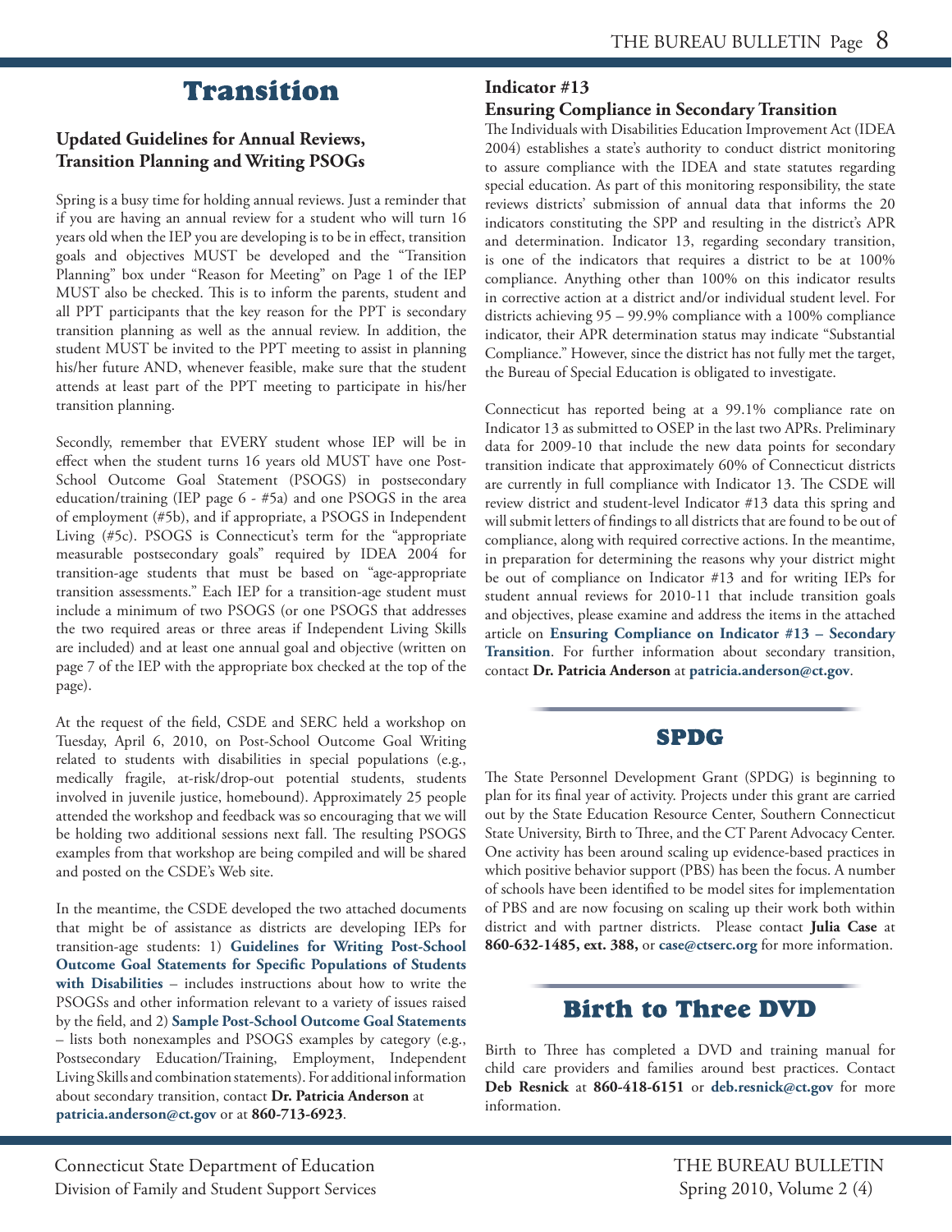# Transition

### Updated Guidelines for Annual Reviews, Transition Planning and Writing PSOGs

Spring is a busy time for holding annual reviews. Just a reminder that if you are having an annual review for a student who will turn 16 years old when the IEP you are developing is to be in effect, transition goals and objectives MUST be developed and the "Transition Planning" box under "Reason for Meeting" on Page 1 of the IEP MUST also be checked. This is to inform the parents, student and all PPT participants that the key reason for the PPT is secondary transition planning as well as the annual review. In addition, the student MUST be invited to the PPT meeting to assist in planning his/her future AND, whenever feasible, make sure that the student attends at least part of the PPT meeting to participate in his/her transition planning.

Secondly, remember that EVERY student whose IEP will be in effect when the student turns 16 years old MUST have one Post-School Outcome Goal Statement (PSOGS) in postsecondary education/training (IEP page 6 - #5a) and one PSOGS in the area of employment (#5b), and if appropriate, a PSOGS in Independent Living (#5c). PSOGS is Connecticut's term for the "appropriate measurable postsecondary goals" required by IDEA 2004 for transition-age students that must be based on "age-appropriate transition assessments." Each IEP for a transition-age student must include a minimum of two PSOGS (or one PSOGS that addresses the two required areas or three areas if Independent Living Skills are included) and at least one annual goal and objective (written on page 7 of the IEP with the appropriate box checked at the top of the page).

At the request of the field, CSDE and SERC held a workshop on Tuesday, April 6, 2010, on Post-School Outcome Goal Writing related to students with disabilities in special populations (e.g., medically fragile, at-risk/drop-out potential students, students involved in juvenile justice, homebound). Approximately 25 people attended the workshop and feedback was so encouraging that we will be holding two additional sessions next fall. The resulting PSOGS examples from that workshop are being compiled and will be shared and posted on the CSDE's Web site.

In the meantime, the CSDE developed the two attached documents that might be of assistance as districts are developing IEPs for transition-age students: 1) **Guidelines for Writing Post-School Outcome Goal Statements for Specific Populations of Students with Disabilities** – includes instructions about how to write the PSOGSs and other information relevant to a variety of issues raised by the field, and 2) **Sample Post-School Outcome Goal Statements** – lists both nonexamples and PSOGS examples by category (e.g., Postsecondary Education/Training, Employment, Independent Living Skills and combination statements). For additional information about secondary transition, contact **Dr. Patricia Anderson** at **patricia.anderson@ct.gov** or at **860-713-6923**.

### Indicator #13
### Ensuring Compliance in Secondary Transition

The Individuals with Disabilities Education Improvement Act (IDEA 2004) establishes a state's authority to conduct district monitoring to assure compliance with the IDEA and state statutes regarding special education. As part of this monitoring responsibility, the state reviews districts' submission of annual data that informs the 20 indicators constituting the SPP and resulting in the district's APR and determination. Indicator 13, regarding secondary transition, is one of the indicators that requires a district to be at 100% compliance. Anything other than 100% on this indicator results in corrective action at a district and/or individual student level. For districts achieving 95 – 99.9% compliance with a 100% compliance indicator, their APR determination status may indicate "Substantial Compliance." However, since the district has not fully met the target, the Bureau of Special Education is obligated to investigate.

Connecticut has reported being at a 99.1% compliance rate on Indicator 13 as submitted to OSEP in the last two APRs. Preliminary data for 2009-10 that include the new data points for secondary transition indicate that approximately 60% of Connecticut districts are currently in full compliance with Indicator 13. The CSDE will review district and student-level Indicator #13 data this spring and will submit letters of findings to all districts that are found to be out of compliance, along with required corrective actions. In the meantime, in preparation for determining the reasons why your district might be out of compliance on Indicator #13 and for writing IEPs for student annual reviews for 2010-11 that include transition goals and objectives, please examine and address the items in the attached article on **Ensuring Compliance on Indicator #13 – Secondary Transition**. For further information about secondary transition, contact **Dr. Patricia Anderson** at **patricia.anderson@ct.gov**.

# SPDG

The State Personnel Development Grant (SPDG) is beginning to plan for its final year of activity. Projects under this grant are carried out by the State Education Resource Center, Southern Connecticut State University, Birth to Three, and the CT Parent Advocacy Center. One activity has been around scaling up evidence-based practices in which positive behavior support (PBS) has been the focus. A number of schools have been identified to be model sites for implementation of PBS and are now focusing on scaling up their work both within district and with partner districts. Please contact **Julia Case** at **860-632-1485, ext. 388,** or **case@ctserc.org** for more information.

# Birth to Three DVD

Birth to Three has completed a DVD and training manual for child care providers and families around best practices. Contact **Deb Resnick** at **860-418-6151** or **deb.resnick@ct.gov** for more information.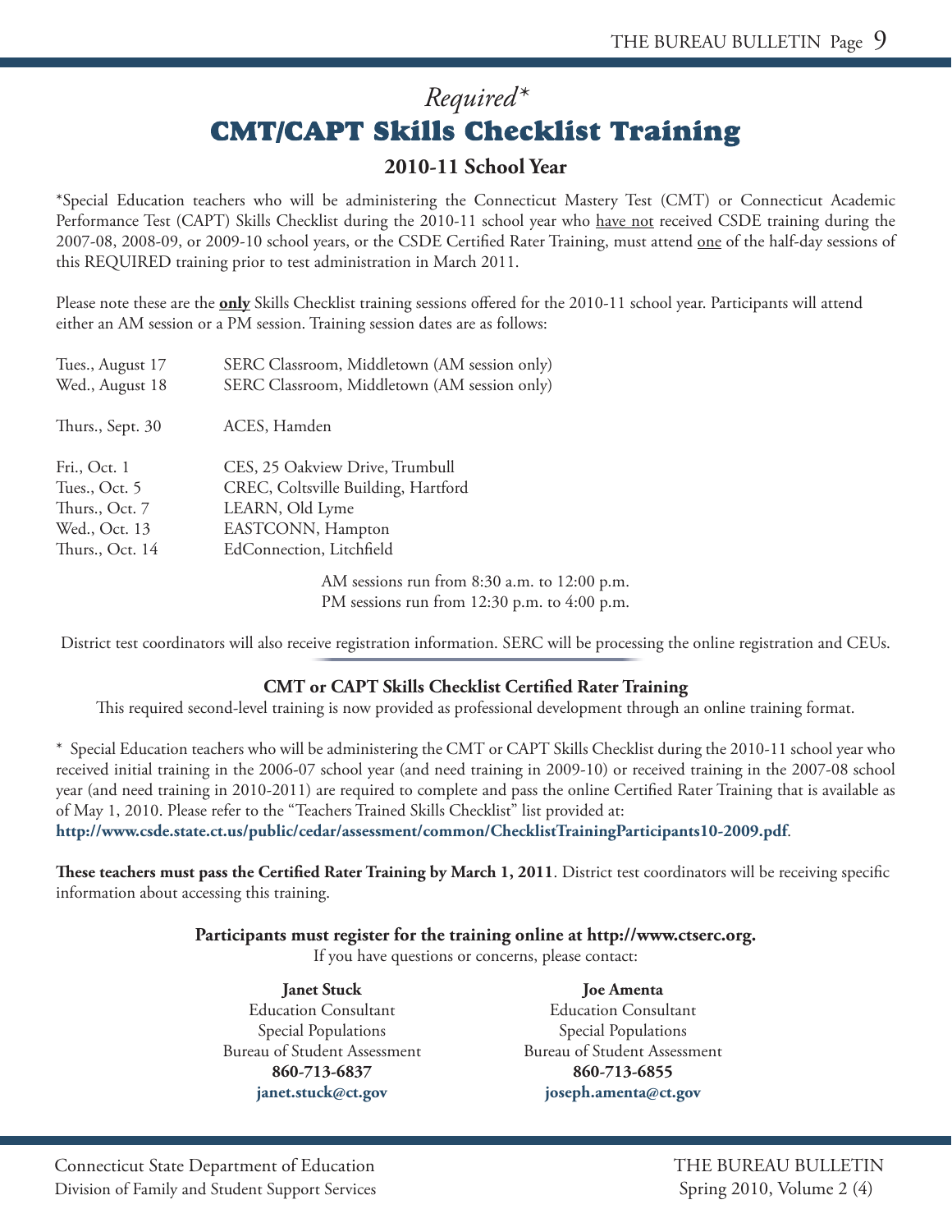*Required**

# CMT/CAPT Skills Checklist Training

**2010-11 School Year**

*Special Education teachers who will be administering the Connecticut Mastery Test (CMT) or Connecticut Academic Performance Test (CAPT) Skills Checklist during the 2010-11 school year who have not received CSDE training during the 2007-08, 2008-09, or 2009-10 school years, or the CSDE Certified Rater Training, must attend one of the half-day sessions of this REQUIRED training prior to test administration in March 2011.

Please note these are the **only** Skills Checklist training sessions offered for the 2010-11 school year. Participants will attend either an AM session or a PM session. Training session dates are as follows:

| | |
|---|---|
| Tues., August 17 | SERC Classroom, Middletown (AM session only) |
| Wed., August 18 | SERC Classroom, Middletown (AM session only) |
| Thurs., Sept. 30 | ACES, Hamden |
| Fri., Oct. 1 | CES, 25 Oakview Drive, Trumbull |
| Tues., Oct. 5 | CREC, Coltsville Building, Hartford |
| Thurs., Oct. 7 | LEARN, Old Lyme |
| Wed., Oct. 13 | EASTCONN, Hampton |
| Thurs., Oct. 14 | EdConnection, Litchfield |

AM sessions run from 8:30 a.m. to 12:00 p.m.
PM sessions run from 12:30 p.m. to 4:00 p.m.

District test coordinators will also receive registration information. SERC will be processing the online registration and CEUs.

**CMT or CAPT Skills Checklist Certified Rater Training**

This required second-level training is now provided as professional development through an online training format.

* Special Education teachers who will be administering the CMT or CAPT Skills Checklist during the 2010-11 school year who received initial training in the 2006-07 school year (and need training in 2009-10) or received training in the 2007-08 school year (and need training in 2010-2011) are required to complete and pass the online Certified Rater Training that is available as of May 1, 2010. Please refer to the "Teachers Trained Skills Checklist" list provided at:
**http://www.csde.state.ct.us/public/cedar/assessment/common/ChecklistTrainingParticipants10-2009.pdf**.

**These teachers must pass the Certified Rater Training by March 1, 2011**. District test coordinators will be receiving specific information about accessing this training.

**Participants must register for the training online at http://www.ctserc.org.**

If you have questions or concerns, please contact:

**Janet Stuck**
Education Consultant
Special Populations
Bureau of Student Assessment
**860-713-6837**
**janet.stuck@ct.gov**

**Joe Amenta**
Education Consultant
Special Populations
Bureau of Student Assessment
**860-713-6855**
**joseph.amenta@ct.gov**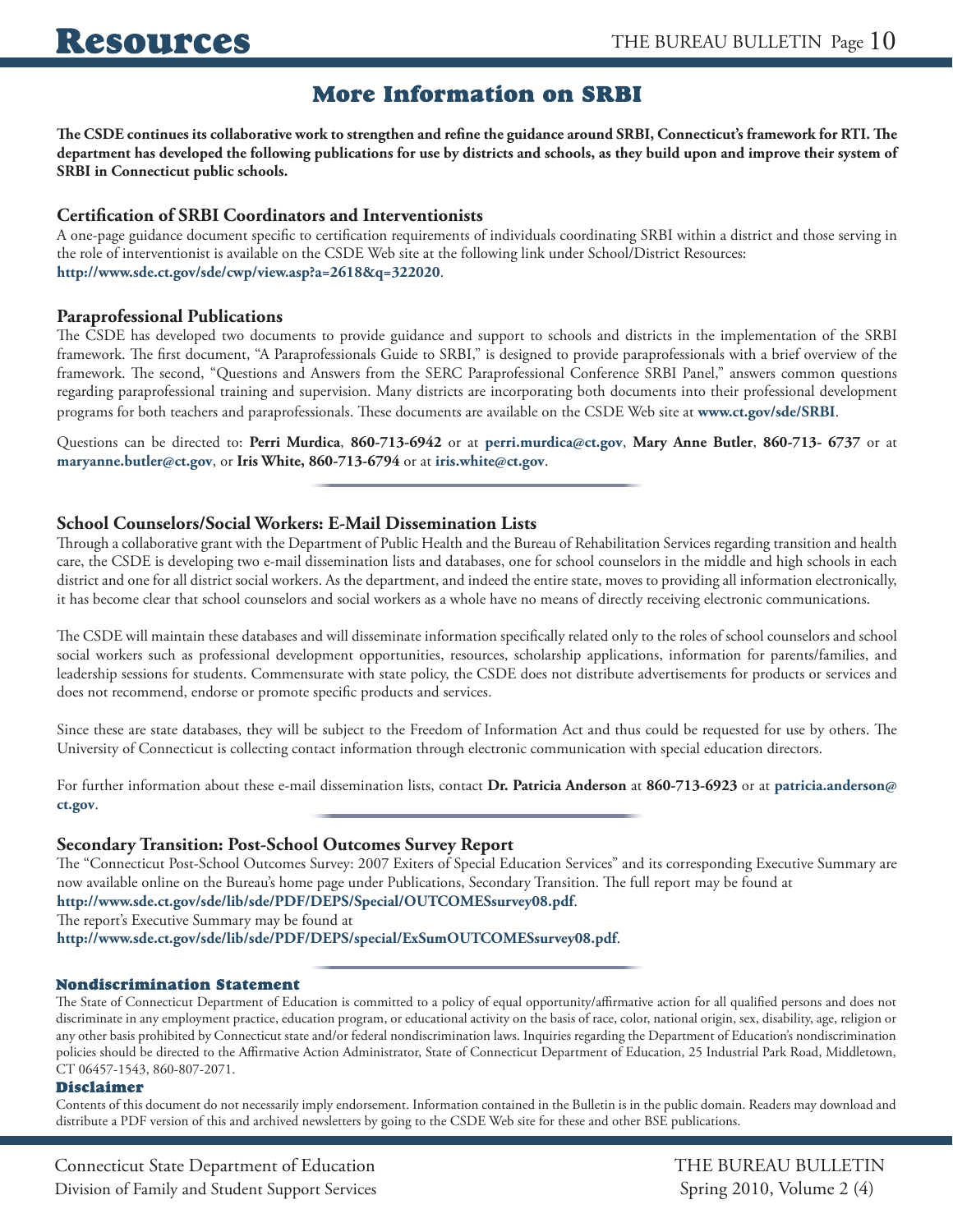# Resources

## More Information on SRBI

**The CSDE continues its collaborative work to strengthen and refine the guidance around SRBI, Connecticut's framework for RTI. The department has developed the following publications for use by districts and schools, as they build upon and improve their system of SRBI in Connecticut public schools.**

### Certification of SRBI Coordinators and Interventionists

A one-page guidance document specific to certification requirements of individuals coordinating SRBI within a district and those serving in the role of interventionist is available on the CSDE Web site at the following link under School/District Resources: **http://www.sde.ct.gov/sde/cwp/view.asp?a=2618&q=322020**.

### Paraprofessional Publications

The CSDE has developed two documents to provide guidance and support to schools and districts in the implementation of the SRBI framework. The first document, "A Paraprofessionals Guide to SRBI," is designed to provide paraprofessionals with a brief overview of the framework. The second, "Questions and Answers from the SERC Paraprofessional Conference SRBI Panel," answers common questions regarding paraprofessional training and supervision. Many districts are incorporating both documents into their professional development programs for both teachers and paraprofessionals. These documents are available on the CSDE Web site at **www.ct.gov/sde/SRBI**.

Questions can be directed to: **Perri Murdica**, **860-713-6942** or at **perri.murdica@ct.gov**, **Mary Anne Butler**, **860-713- 6737** or at **maryanne.butler@ct.gov**, or **Iris White, 860-713-6794** or at **iris.white@ct.gov**.

### School Counselors/Social Workers: E-Mail Dissemination Lists

Through a collaborative grant with the Department of Public Health and the Bureau of Rehabilitation Services regarding transition and health care, the CSDE is developing two e-mail dissemination lists and databases, one for school counselors in the middle and high schools in each district and one for all district social workers. As the department, and indeed the entire state, moves to providing all information electronically, it has become clear that school counselors and social workers as a whole have no means of directly receiving electronic communications.

The CSDE will maintain these databases and will disseminate information specifically related only to the roles of school counselors and school social workers such as professional development opportunities, resources, scholarship applications, information for parents/families, and leadership sessions for students. Commensurate with state policy, the CSDE does not distribute advertisements for products or services and does not recommend, endorse or promote specific products and services.

Since these are state databases, they will be subject to the Freedom of Information Act and thus could be requested for use by others. The University of Connecticut is collecting contact information through electronic communication with special education directors.

For further information about these e-mail dissemination lists, contact **Dr. Patricia Anderson** at **860-713-6923** or at **patricia.anderson@ct.gov**.

### Secondary Transition: Post-School Outcomes Survey Report

The "Connecticut Post-School Outcomes Survey: 2007 Exiters of Special Education Services" and its corresponding Executive Summary are now available online on the Bureau's home page under Publications, Secondary Transition. The full report may be found at
**http://www.sde.ct.gov/sde/lib/sde/PDF/DEPS/Special/OUTCOMESsurvey08.pdf**.
The report's Executive Summary may be found at
**http://www.sde.ct.gov/sde/lib/sde/PDF/DEPS/special/ExSumOUTCOMESsurvey08.pdf**.

#### Nondiscrimination Statement

The State of Connecticut Department of Education is committed to a policy of equal opportunity/affirmative action for all qualified persons and does not discriminate in any employment practice, education program, or educational activity on the basis of race, color, national origin, sex, disability, age, religion or any other basis prohibited by Connecticut state and/or federal nondiscrimination laws. Inquiries regarding the Department of Education's nondiscrimination policies should be directed to the Affirmative Action Administrator, State of Connecticut Department of Education, 25 Industrial Park Road, Middletown, CT 06457-1543, 860-807-2071.

#### Disclaimer

Contents of this document do not necessarily imply endorsement. Information contained in the Bulletin is in the public domain. Readers may download and distribute a PDF version of this and archived newsletters by going to the CSDE Web site for these and other BSE publications.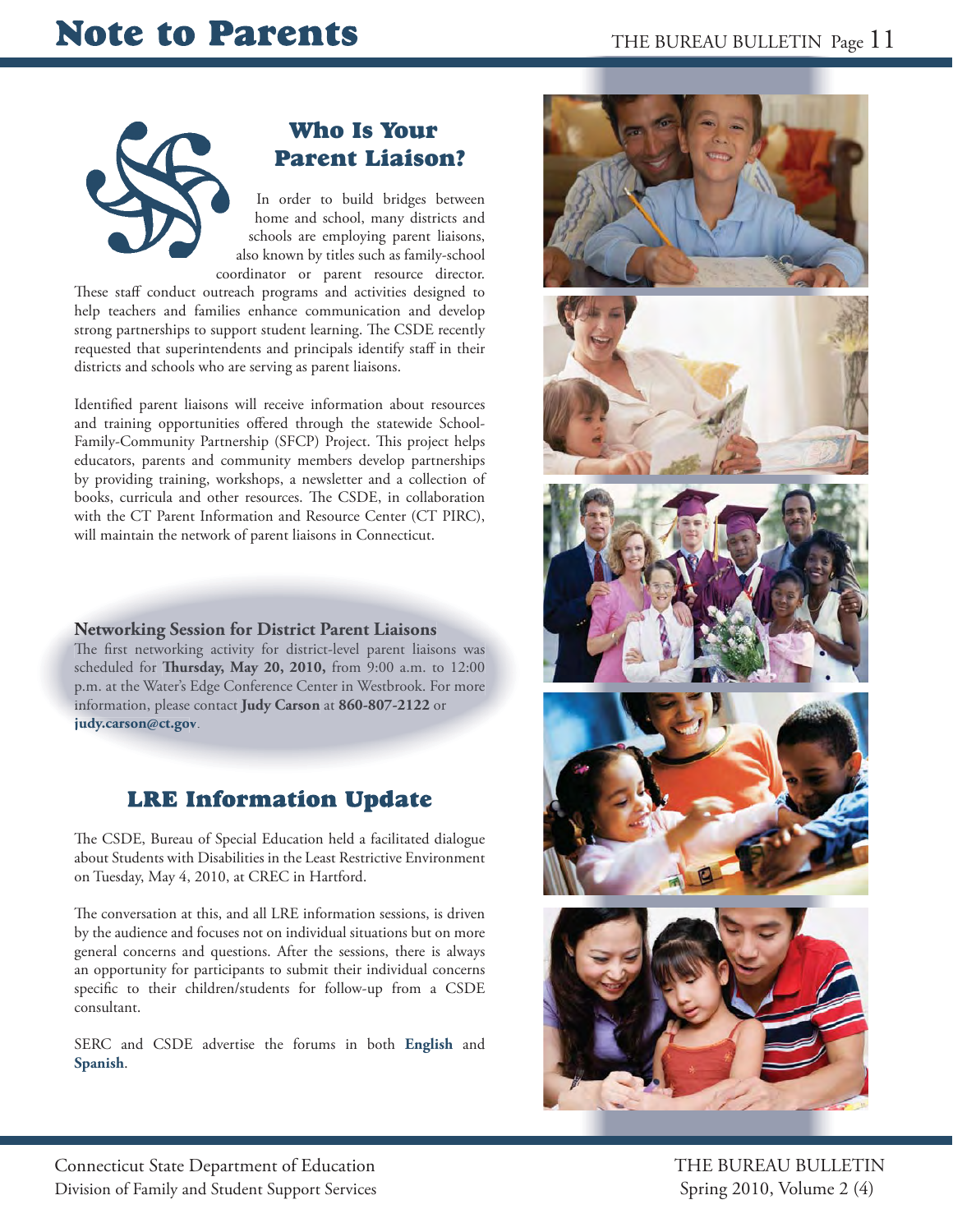# Note to Parents

## Who Is Your Parent Liaison?

In order to build bridges between home and school, many districts and schools are employing parent liaisons, also known by titles such as family-school coordinator or parent resource director. These staff conduct outreach programs and activities designed to help teachers and families enhance communication and develop strong partnerships to support student learning. The CSDE recently requested that superintendents and principals identify staff in their districts and schools who are serving as parent liaisons.

Identified parent liaisons will receive information about resources and training opportunities offered through the statewide School-Family-Community Partnership (SFCP) Project. This project helps educators, parents and community members develop partnerships by providing training, workshops, a newsletter and a collection of books, curricula and other resources. The CSDE, in collaboration with the CT Parent Information and Resource Center (CT PIRC), will maintain the network of parent liaisons in Connecticut.

**Networking Session for District Parent Liaisons**
The first networking activity for district-level parent liaisons was scheduled for **Thursday, May 20, 2010,** from 9:00 a.m. to 12:00 p.m. at the Water's Edge Conference Center in Westbrook. For more information, please contact **Judy Carson** at **860-807-2122** or **judy.carson@ct.gov**.

## LRE Information Update

The CSDE, Bureau of Special Education held a facilitated dialogue about Students with Disabilities in the Least Restrictive Environment on Tuesday, May 4, 2010, at CREC in Hartford.

The conversation at this, and all LRE information sessions, is driven by the audience and focuses not on individual situations but on more general concerns and questions. After the sessions, there is always an opportunity for participants to submit their individual concerns specific to their children/students for follow-up from a CSDE consultant.

SERC and CSDE advertise the forums in both **English** and **Spanish**.